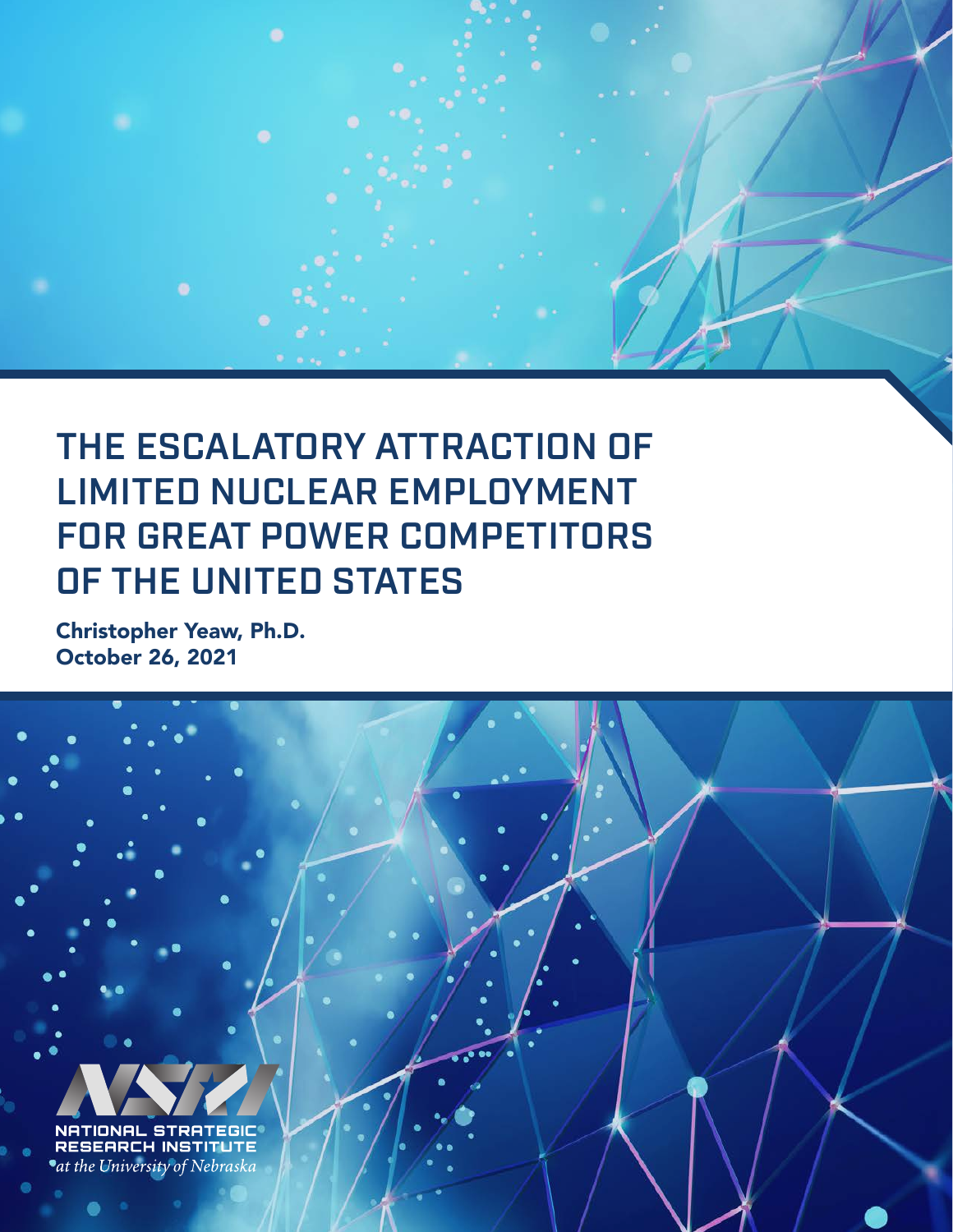# THE ESCALATORY ATTRACTION OF LIMITED NUCLEAR EMPLOYMENT FOR GREAT POWER COMPETITORS OF THE UNITED STATES

**Christopher Yeaw, Ph.D.**
**October 26, 2021**

NATIONAL STRATEGIC RESEARCH INSTITUTE
*at the University of Nebraska*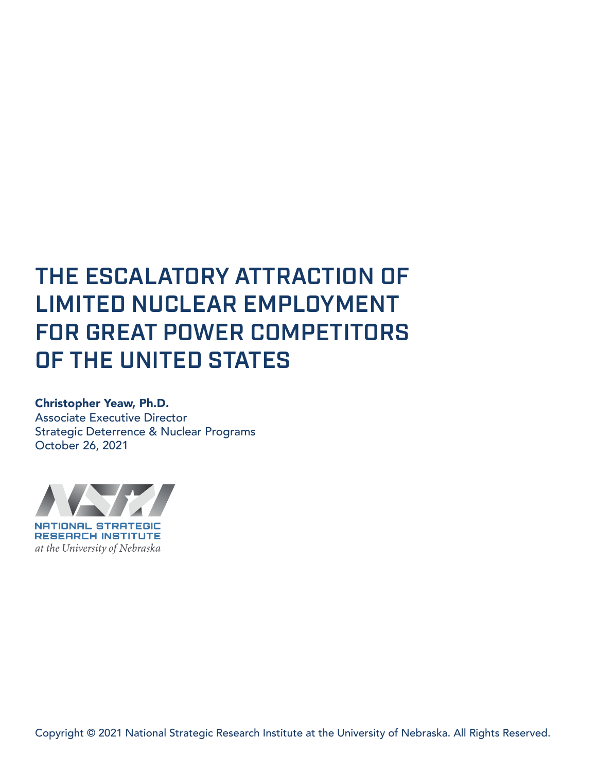# THE ESCALATORY ATTRACTION OF LIMITED NUCLEAR EMPLOYMENT FOR GREAT POWER COMPETITORS OF THE UNITED STATES

**Christopher Yeaw, Ph.D.**
Associate Executive Director
Strategic Deterrence & Nuclear Programs
October 26, 2021

NATIONAL STRATEGIC RESEARCH INSTITUTE
*at the University of Nebraska*

Copyright © 2021 National Strategic Research Institute at the University of Nebraska. All Rights Reserved.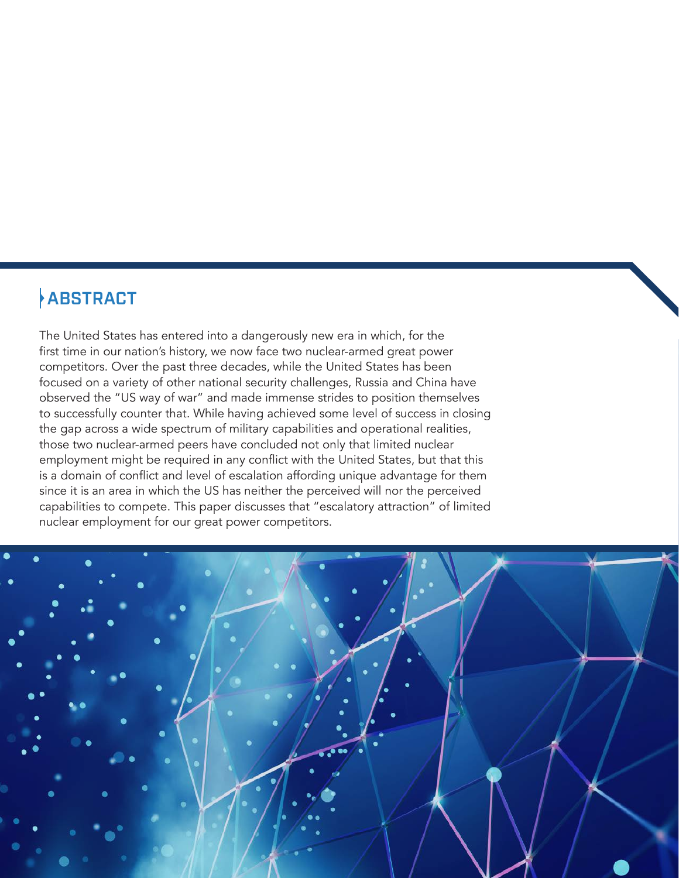## ABSTRACT

The United States has entered into a dangerously new era in which, for the first time in our nation's history, we now face two nuclear-armed great power competitors. Over the past three decades, while the United States has been focused on a variety of other national security challenges, Russia and China have observed the "US way of war" and made immense strides to position themselves to successfully counter that. While having achieved some level of success in closing the gap across a wide spectrum of military capabilities and operational realities, those two nuclear-armed peers have concluded not only that limited nuclear employment might be required in any conflict with the United States, but that this is a domain of conflict and level of escalation affording unique advantage for them since it is an area in which the US has neither the perceived will nor the perceived capabilities to compete. This paper discusses that "escalatory attraction" of limited nuclear employment for our great power competitors.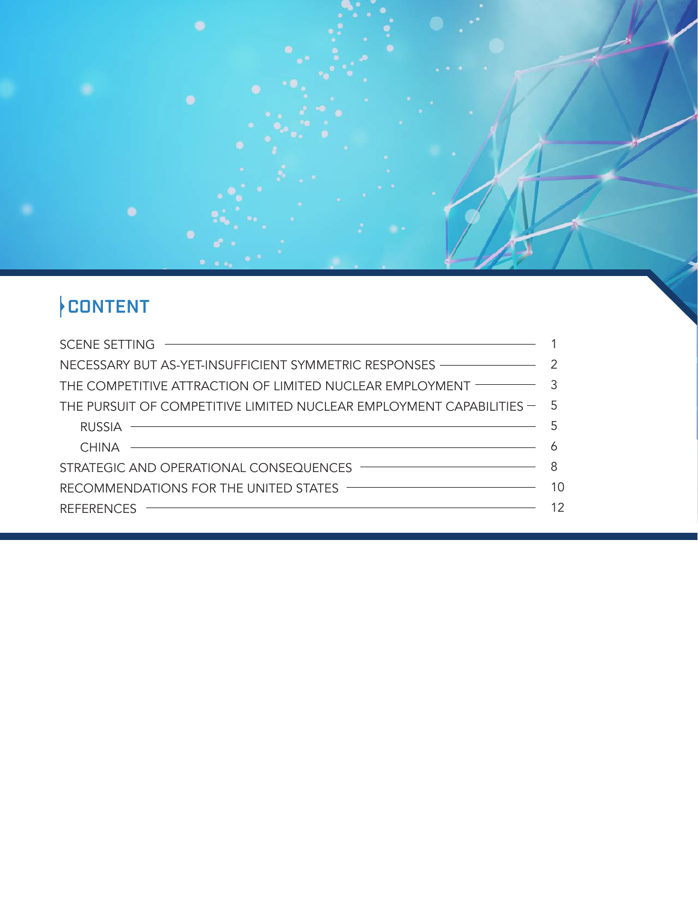# CONTENT

| | |
|---|---|
| SCENE SETTING | 1 |
| NECESSARY BUT AS-YET-INSUFFICIENT SYMMETRIC RESPONSES | 2 |
| THE COMPETITIVE ATTRACTION OF LIMITED NUCLEAR EMPLOYMENT | 3 |
| THE PURSUIT OF COMPETITIVE LIMITED NUCLEAR EMPLOYMENT CAPABILITIES | 5 |
| RUSSIA | 5 |
| CHINA | 6 |
| STRATEGIC AND OPERATIONAL CONSEQUENCES | 8 |
| RECOMMENDATIONS FOR THE UNITED STATES | 10 |
| REFERENCES | 12 |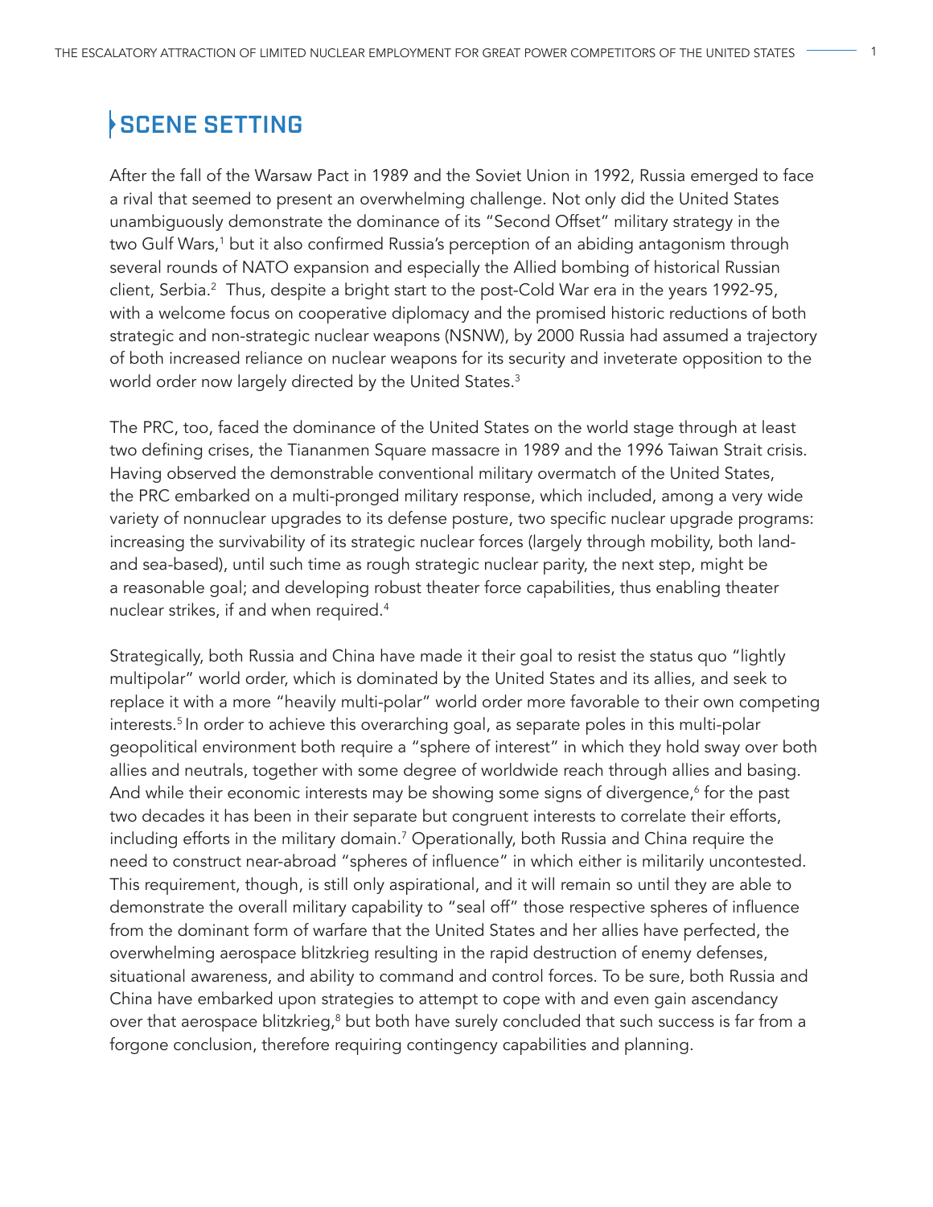## SCENE SETTING

After the fall of the Warsaw Pact in 1989 and the Soviet Union in 1992, Russia emerged to face a rival that seemed to present an overwhelming challenge. Not only did the United States unambiguously demonstrate the dominance of its "Second Offset" military strategy in the two Gulf Wars,[1] but it also confirmed Russia's perception of an abiding antagonism through several rounds of NATO expansion and especially the Allied bombing of historical Russian client, Serbia.[2] Thus, despite a bright start to the post-Cold War era in the years 1992-95, with a welcome focus on cooperative diplomacy and the promised historic reductions of both strategic and non-strategic nuclear weapons (NSNW), by 2000 Russia had assumed a trajectory of both increased reliance on nuclear weapons for its security and inveterate opposition to the world order now largely directed by the United States.[3]

The PRC, too, faced the dominance of the United States on the world stage through at least two defining crises, the Tiananmen Square massacre in 1989 and the 1996 Taiwan Strait crisis. Having observed the demonstrable conventional military overmatch of the United States, the PRC embarked on a multi-pronged military response, which included, among a very wide variety of nonnuclear upgrades to its defense posture, two specific nuclear upgrade programs: increasing the survivability of its strategic nuclear forces (largely through mobility, both land- and sea-based), until such time as rough strategic nuclear parity, the next step, might be a reasonable goal; and developing robust theater force capabilities, thus enabling theater nuclear strikes, if and when required.[4]

Strategically, both Russia and China have made it their goal to resist the status quo "lightly multipolar" world order, which is dominated by the United States and its allies, and seek to replace it with a more "heavily multi-polar" world order more favorable to their own competing interests.[5] In order to achieve this overarching goal, as separate poles in this multi-polar geopolitical environment both require a "sphere of interest" in which they hold sway over both allies and neutrals, together with some degree of worldwide reach through allies and basing. And while their economic interests may be showing some signs of divergence,[6] for the past two decades it has been in their separate but congruent interests to correlate their efforts, including efforts in the military domain.[7] Operationally, both Russia and China require the need to construct near-abroad "spheres of influence" in which either is militarily uncontested. This requirement, though, is still only aspirational, and it will remain so until they are able to demonstrate the overall military capability to "seal off" those respective spheres of influence from the dominant form of warfare that the United States and her allies have perfected, the overwhelming aerospace blitzkrieg resulting in the rapid destruction of enemy defenses, situational awareness, and ability to command and control forces. To be sure, both Russia and China have embarked upon strategies to attempt to cope with and even gain ascendancy over that aerospace blitzkrieg,[8] but both have surely concluded that such success is far from a forgone conclusion, therefore requiring contingency capabilities and planning.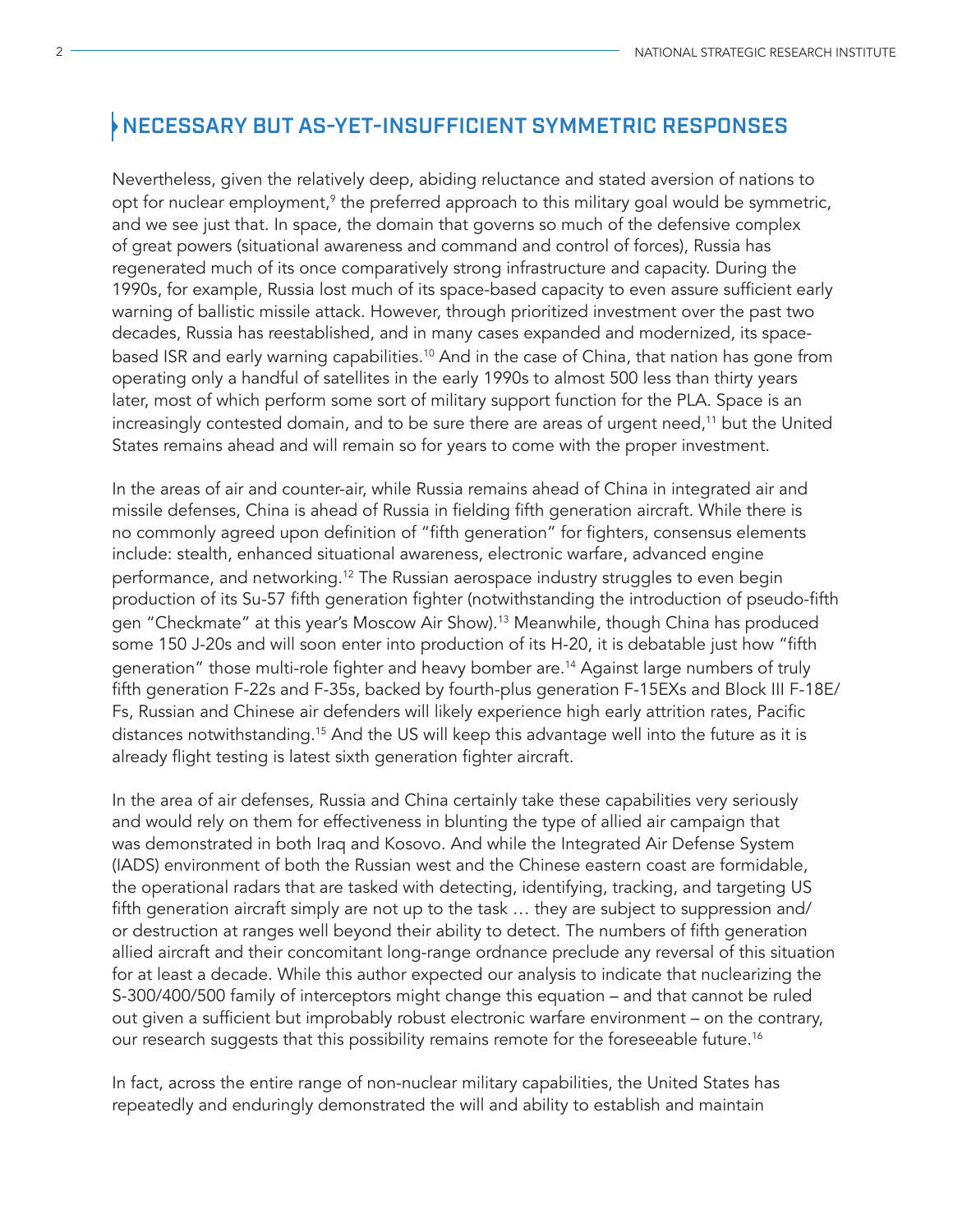## NECESSARY BUT AS-YET-INSUFFICIENT SYMMETRIC RESPONSES

Nevertheless, given the relatively deep, abiding reluctance and stated aversion of nations to opt for nuclear employment,[9] the preferred approach to this military goal would be symmetric, and we see just that. In space, the domain that governs so much of the defensive complex of great powers (situational awareness and command and control of forces), Russia has regenerated much of its once comparatively strong infrastructure and capacity. During the 1990s, for example, Russia lost much of its space-based capacity to even assure sufficient early warning of ballistic missile attack. However, through prioritized investment over the past two decades, Russia has reestablished, and in many cases expanded and modernized, its space-based ISR and early warning capabilities.[10] And in the case of China, that nation has gone from operating only a handful of satellites in the early 1990s to almost 500 less than thirty years later, most of which perform some sort of military support function for the PLA. Space is an increasingly contested domain, and to be sure there are areas of urgent need,[11] but the United States remains ahead and will remain so for years to come with the proper investment.

In the areas of air and counter-air, while Russia remains ahead of China in integrated air and missile defenses, China is ahead of Russia in fielding fifth generation aircraft. While there is no commonly agreed upon definition of "fifth generation" for fighters, consensus elements include: stealth, enhanced situational awareness, electronic warfare, advanced engine performance, and networking.[12] The Russian aerospace industry struggles to even begin production of its Su-57 fifth generation fighter (notwithstanding the introduction of pseudo-fifth gen "Checkmate" at this year's Moscow Air Show).[13] Meanwhile, though China has produced some 150 J-20s and will soon enter into production of its H-20, it is debatable just how "fifth generation" those multi-role fighter and heavy bomber are.[14] Against large numbers of truly fifth generation F-22s and F-35s, backed by fourth-plus generation F-15EXs and Block III F-18E/Fs, Russian and Chinese air defenders will likely experience high early attrition rates, Pacific distances notwithstanding.[15] And the US will keep this advantage well into the future as it is already flight testing is latest sixth generation fighter aircraft.

In the area of air defenses, Russia and China certainly take these capabilities very seriously and would rely on them for effectiveness in blunting the type of allied air campaign that was demonstrated in both Iraq and Kosovo. And while the Integrated Air Defense System (IADS) environment of both the Russian west and the Chinese eastern coast are formidable, the operational radars that are tasked with detecting, identifying, tracking, and targeting US fifth generation aircraft simply are not up to the task … they are subject to suppression and/or destruction at ranges well beyond their ability to detect. The numbers of fifth generation allied aircraft and their concomitant long-range ordnance preclude any reversal of this situation for at least a decade. While this author expected our analysis to indicate that nuclearizing the S-300/400/500 family of interceptors might change this equation – and that cannot be ruled out given a sufficient but improbably robust electronic warfare environment – on the contrary, our research suggests that this possibility remains remote for the foreseeable future.[16]

In fact, across the entire range of non-nuclear military capabilities, the United States has repeatedly and enduringly demonstrated the will and ability to establish and maintain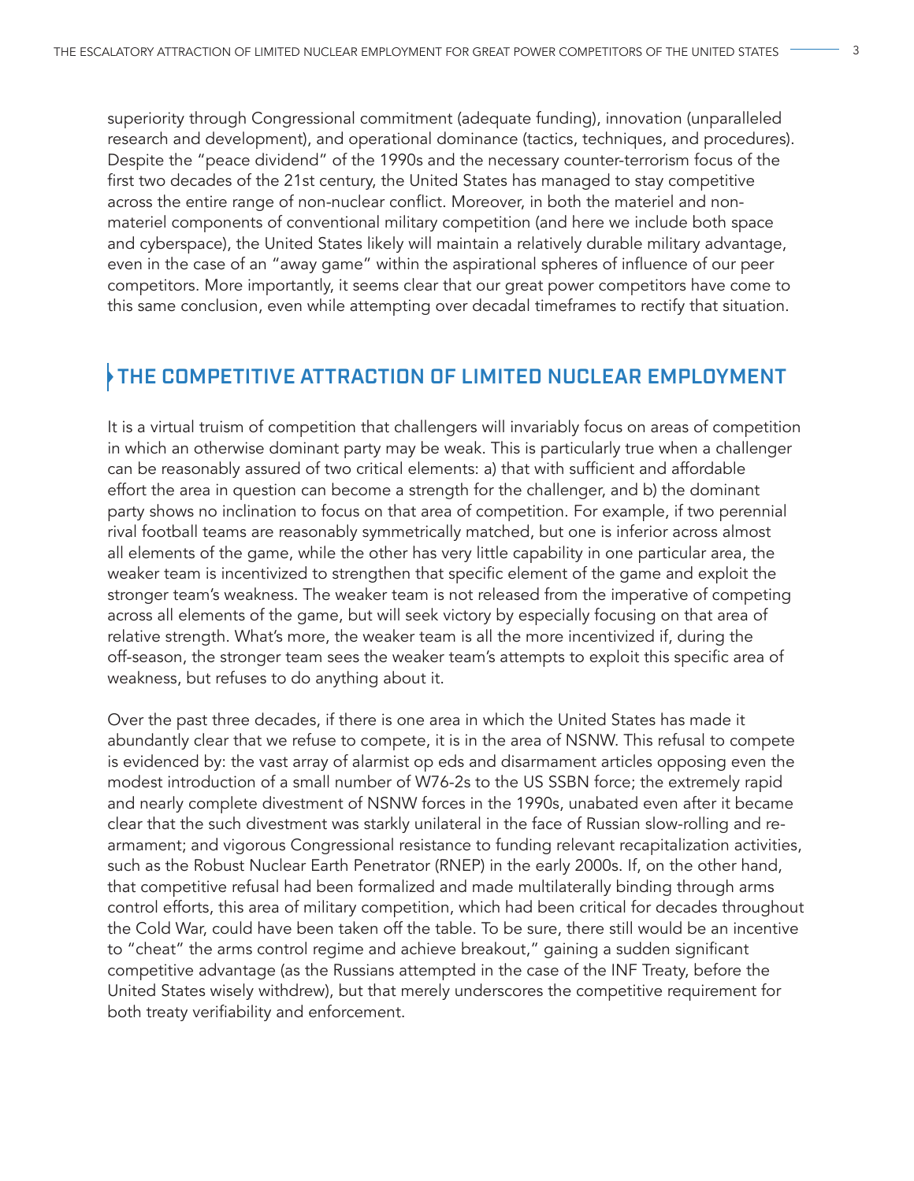superiority through Congressional commitment (adequate funding), innovation (unparalleled research and development), and operational dominance (tactics, techniques, and procedures). Despite the "peace dividend" of the 1990s and the necessary counter-terrorism focus of the first two decades of the 21st century, the United States has managed to stay competitive across the entire range of non-nuclear conflict. Moreover, in both the materiel and non-materiel components of conventional military competition (and here we include both space and cyberspace), the United States likely will maintain a relatively durable military advantage, even in the case of an "away game" within the aspirational spheres of influence of our peer competitors. More importantly, it seems clear that our great power competitors have come to this same conclusion, even while attempting over decadal timeframes to rectify that situation.

## THE COMPETITIVE ATTRACTION OF LIMITED NUCLEAR EMPLOYMENT

It is a virtual truism of competition that challengers will invariably focus on areas of competition in which an otherwise dominant party may be weak. This is particularly true when a challenger can be reasonably assured of two critical elements: a) that with sufficient and affordable effort the area in question can become a strength for the challenger, and b) the dominant party shows no inclination to focus on that area of competition. For example, if two perennial rival football teams are reasonably symmetrically matched, but one is inferior across almost all elements of the game, while the other has very little capability in one particular area, the weaker team is incentivized to strengthen that specific element of the game and exploit the stronger team's weakness. The weaker team is not released from the imperative of competing across all elements of the game, but will seek victory by especially focusing on that area of relative strength. What's more, the weaker team is all the more incentivized if, during the off-season, the stronger team sees the weaker team's attempts to exploit this specific area of weakness, but refuses to do anything about it.

Over the past three decades, if there is one area in which the United States has made it abundantly clear that we refuse to compete, it is in the area of NSNW. This refusal to compete is evidenced by: the vast array of alarmist op eds and disarmament articles opposing even the modest introduction of a small number of W76-2s to the US SSBN force; the extremely rapid and nearly complete divestment of NSNW forces in the 1990s, unabated even after it became clear that the such divestment was starkly unilateral in the face of Russian slow-rolling and re-armament; and vigorous Congressional resistance to funding relevant recapitalization activities, such as the Robust Nuclear Earth Penetrator (RNEP) in the early 2000s. If, on the other hand, that competitive refusal had been formalized and made multilaterally binding through arms control efforts, this area of military competition, which had been critical for decades throughout the Cold War, could have been taken off the table. To be sure, there still would be an incentive to "cheat" the arms control regime and achieve breakout," gaining a sudden significant competitive advantage (as the Russians attempted in the case of the INF Treaty, before the United States wisely withdrew), but that merely underscores the competitive requirement for both treaty verifiability and enforcement.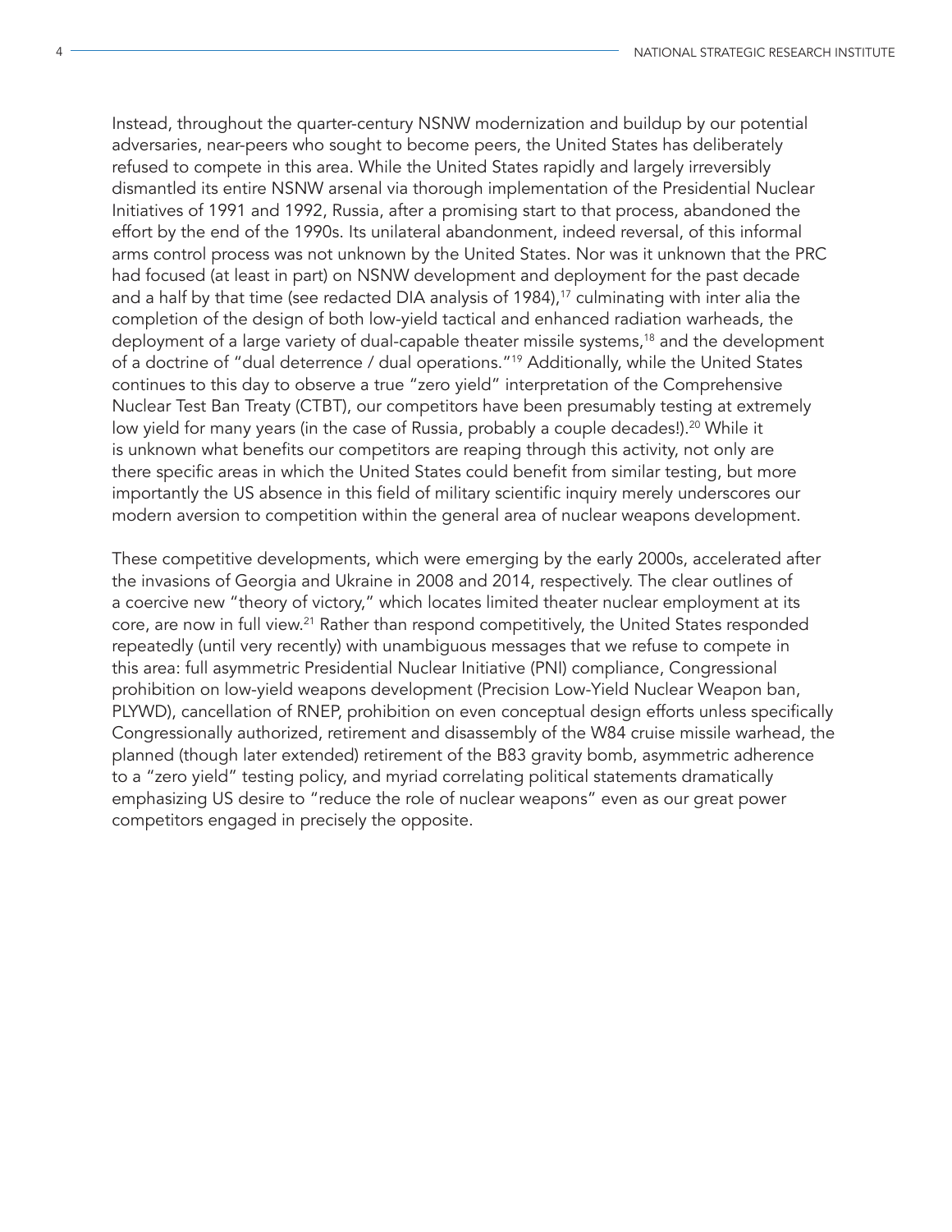Instead, throughout the quarter-century NSNW modernization and buildup by our potential adversaries, near-peers who sought to become peers, the United States has deliberately refused to compete in this area. While the United States rapidly and largely irreversibly dismantled its entire NSNW arsenal via thorough implementation of the Presidential Nuclear Initiatives of 1991 and 1992, Russia, after a promising start to that process, abandoned the effort by the end of the 1990s. Its unilateral abandonment, indeed reversal, of this informal arms control process was not unknown by the United States. Nor was it unknown that the PRC had focused (at least in part) on NSNW development and deployment for the past decade and a half by that time (see redacted DIA analysis of 1984),[17] culminating with inter alia the completion of the design of both low-yield tactical and enhanced radiation warheads, the deployment of a large variety of dual-capable theater missile systems,[18] and the development of a doctrine of "dual deterrence / dual operations."[19] Additionally, while the United States continues to this day to observe a true "zero yield" interpretation of the Comprehensive Nuclear Test Ban Treaty (CTBT), our competitors have been presumably testing at extremely low yield for many years (in the case of Russia, probably a couple decades!).[20] While it is unknown what benefits our competitors are reaping through this activity, not only are there specific areas in which the United States could benefit from similar testing, but more importantly the US absence in this field of military scientific inquiry merely underscores our modern aversion to competition within the general area of nuclear weapons development.

These competitive developments, which were emerging by the early 2000s, accelerated after the invasions of Georgia and Ukraine in 2008 and 2014, respectively. The clear outlines of a coercive new "theory of victory," which locates limited theater nuclear employment at its core, are now in full view.[21] Rather than respond competitively, the United States responded repeatedly (until very recently) with unambiguous messages that we refuse to compete in this area: full asymmetric Presidential Nuclear Initiative (PNI) compliance, Congressional prohibition on low-yield weapons development (Precision Low-Yield Nuclear Weapon ban, PLYWD), cancellation of RNEP, prohibition on even conceptual design efforts unless specifically Congressionally authorized, retirement and disassembly of the W84 cruise missile warhead, the planned (though later extended) retirement of the B83 gravity bomb, asymmetric adherence to a "zero yield" testing policy, and myriad correlating political statements dramatically emphasizing US desire to "reduce the role of nuclear weapons" even as our great power competitors engaged in precisely the opposite.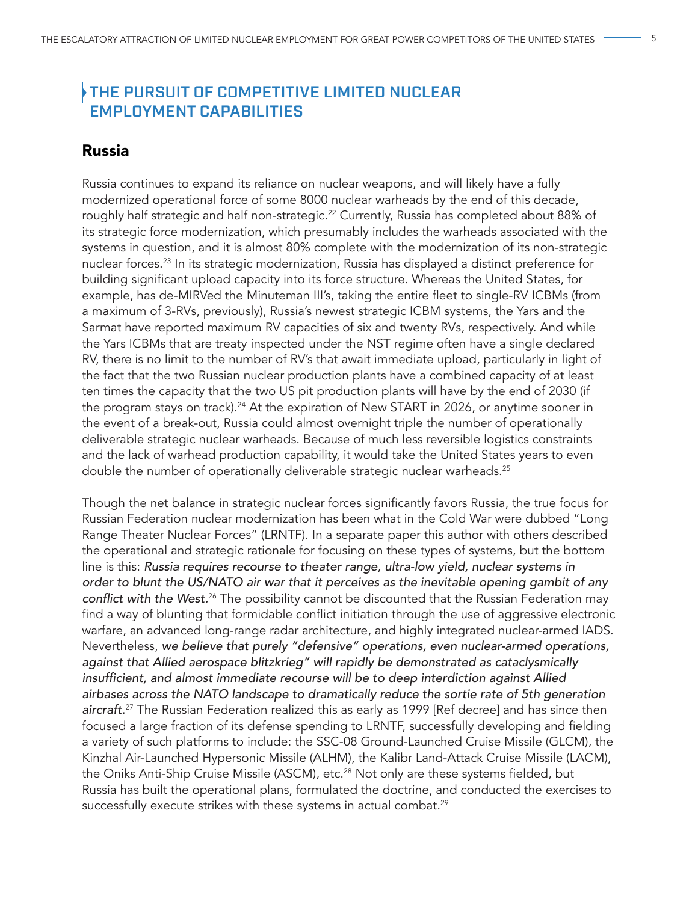## THE PURSUIT OF COMPETITIVE LIMITED NUCLEAR EMPLOYMENT CAPABILITIES

### Russia

Russia continues to expand its reliance on nuclear weapons, and will likely have a fully modernized operational force of some 8000 nuclear warheads by the end of this decade, roughly half strategic and half non-strategic.[22] Currently, Russia has completed about 88% of its strategic force modernization, which presumably includes the warheads associated with the systems in question, and it is almost 80% complete with the modernization of its non-strategic nuclear forces.[23] In its strategic modernization, Russia has displayed a distinct preference for building significant upload capacity into its force structure. Whereas the United States, for example, has de-MIRVed the Minuteman III's, taking the entire fleet to single-RV ICBMs (from a maximum of 3-RVs, previously), Russia's newest strategic ICBM systems, the Yars and the Sarmat have reported maximum RV capacities of six and twenty RVs, respectively. And while the Yars ICBMs that are treaty inspected under the NST regime often have a single declared RV, there is no limit to the number of RV's that await immediate upload, particularly in light of the fact that the two Russian nuclear production plants have a combined capacity of at least ten times the capacity that the two US pit production plants will have by the end of 2030 (if the program stays on track).[24] At the expiration of New START in 2026, or anytime sooner in the event of a break-out, Russia could almost overnight triple the number of operationally deliverable strategic nuclear warheads. Because of much less reversible logistics constraints and the lack of warhead production capability, it would take the United States years to even double the number of operationally deliverable strategic nuclear warheads.[25]

Though the net balance in strategic nuclear forces significantly favors Russia, the true focus for Russian Federation nuclear modernization has been what in the Cold War were dubbed "Long Range Theater Nuclear Forces" (LRNTF). In a separate paper this author with others described the operational and strategic rationale for focusing on these types of systems, but the bottom line is this: *Russia requires recourse to theater range, ultra-low yield, nuclear systems in order to blunt the US/NATO air war that it perceives as the inevitable opening gambit of any conflict with the West.*[26] The possibility cannot be discounted that the Russian Federation may find a way of blunting that formidable conflict initiation through the use of aggressive electronic warfare, an advanced long-range radar architecture, and highly integrated nuclear-armed IADS. Nevertheless, *we believe that purely "defensive" operations, even nuclear-armed operations, against that Allied aerospace blitzkrieg" will rapidly be demonstrated as cataclysmically insufficient, and almost immediate recourse will be to deep interdiction against Allied airbases across the NATO landscape to dramatically reduce the sortie rate of 5th generation aircraft.*[27] The Russian Federation realized this as early as 1999 [Ref decree] and has since then focused a large fraction of its defense spending to LRNTF, successfully developing and fielding a variety of such platforms to include: the SSC-08 Ground-Launched Cruise Missile (GLCM), the Kinzhal Air-Launched Hypersonic Missile (ALHM), the Kalibr Land-Attack Cruise Missile (LACM), the Oniks Anti-Ship Cruise Missile (ASCM), etc.[28] Not only are these systems fielded, but Russia has built the operational plans, formulated the doctrine, and conducted the exercises to successfully execute strikes with these systems in actual combat.[29]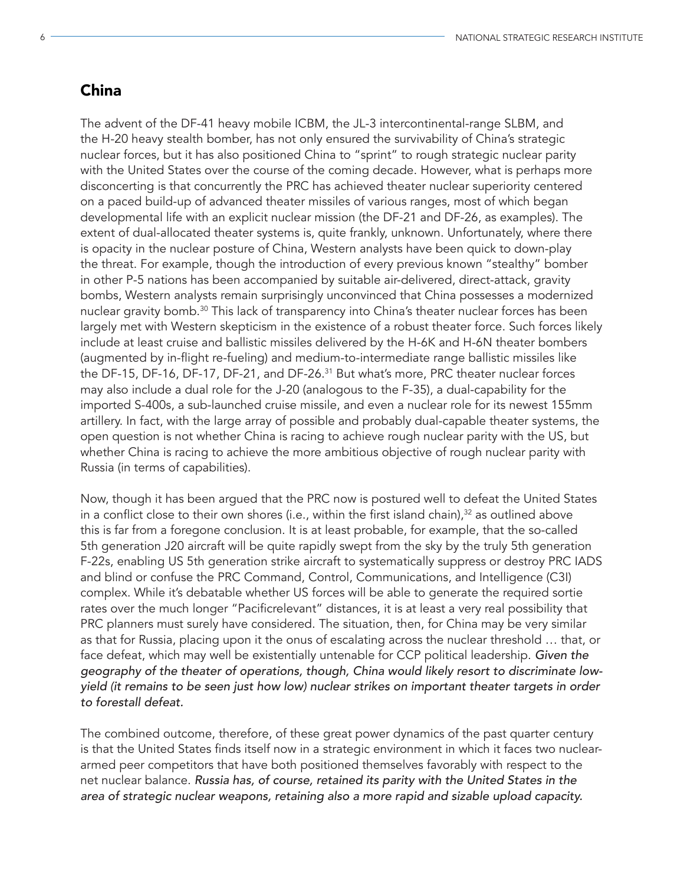## China

The advent of the DF-41 heavy mobile ICBM, the JL-3 intercontinental-range SLBM, and the H-20 heavy stealth bomber, has not only ensured the survivability of China's strategic nuclear forces, but it has also positioned China to "sprint" to rough strategic nuclear parity with the United States over the course of the coming decade. However, what is perhaps more disconcerting is that concurrently the PRC has achieved theater nuclear superiority centered on a paced build-up of advanced theater missiles of various ranges, most of which began developmental life with an explicit nuclear mission (the DF-21 and DF-26, as examples). The extent of dual-allocated theater systems is, quite frankly, unknown. Unfortunately, where there is opacity in the nuclear posture of China, Western analysts have been quick to down-play the threat. For example, though the introduction of every previous known "stealthy" bomber in other P-5 nations has been accompanied by suitable air-delivered, direct-attack, gravity bombs, Western analysts remain surprisingly unconvinced that China possesses a modernized nuclear gravity bomb.[30] This lack of transparency into China's theater nuclear forces has been largely met with Western skepticism in the existence of a robust theater force. Such forces likely include at least cruise and ballistic missiles delivered by the H-6K and H-6N theater bombers (augmented by in-flight re-fueling) and medium-to-intermediate range ballistic missiles like the DF-15, DF-16, DF-17, DF-21, and DF-26.[31] But what's more, PRC theater nuclear forces may also include a dual role for the J-20 (analogous to the F-35), a dual-capability for the imported S-400s, a sub-launched cruise missile, and even a nuclear role for its newest 155mm artillery. In fact, with the large array of possible and probably dual-capable theater systems, the open question is not whether China is racing to achieve rough nuclear parity with the US, but whether China is racing to achieve the more ambitious objective of rough nuclear parity with Russia (in terms of capabilities).

Now, though it has been argued that the PRC now is postured well to defeat the United States in a conflict close to their own shores (i.e., within the first island chain),[32] as outlined above this is far from a foregone conclusion. It is at least probable, for example, that the so-called 5th generation J20 aircraft will be quite rapidly swept from the sky by the truly 5th generation F-22s, enabling US 5th generation strike aircraft to systematically suppress or destroy PRC IADS and blind or confuse the PRC Command, Control, Communications, and Intelligence (C3I) complex. While it's debatable whether US forces will be able to generate the required sortie rates over the much longer "Pacificrelevant" distances, it is at least a very real possibility that PRC planners must surely have considered. The situation, then, for China may be very similar as that for Russia, placing upon it the onus of escalating across the nuclear threshold … that, or face defeat, which may well be existentially untenable for CCP political leadership. *Given the geography of the theater of operations, though, China would likely resort to discriminate low-yield (it remains to be seen just how low) nuclear strikes on important theater targets in order to forestall defeat.*

The combined outcome, therefore, of these great power dynamics of the past quarter century is that the United States finds itself now in a strategic environment in which it faces two nuclear-armed peer competitors that have both positioned themselves favorably with respect to the net nuclear balance. *Russia has, of course, retained its parity with the United States in the area of strategic nuclear weapons, retaining also a more rapid and sizable upload capacity.*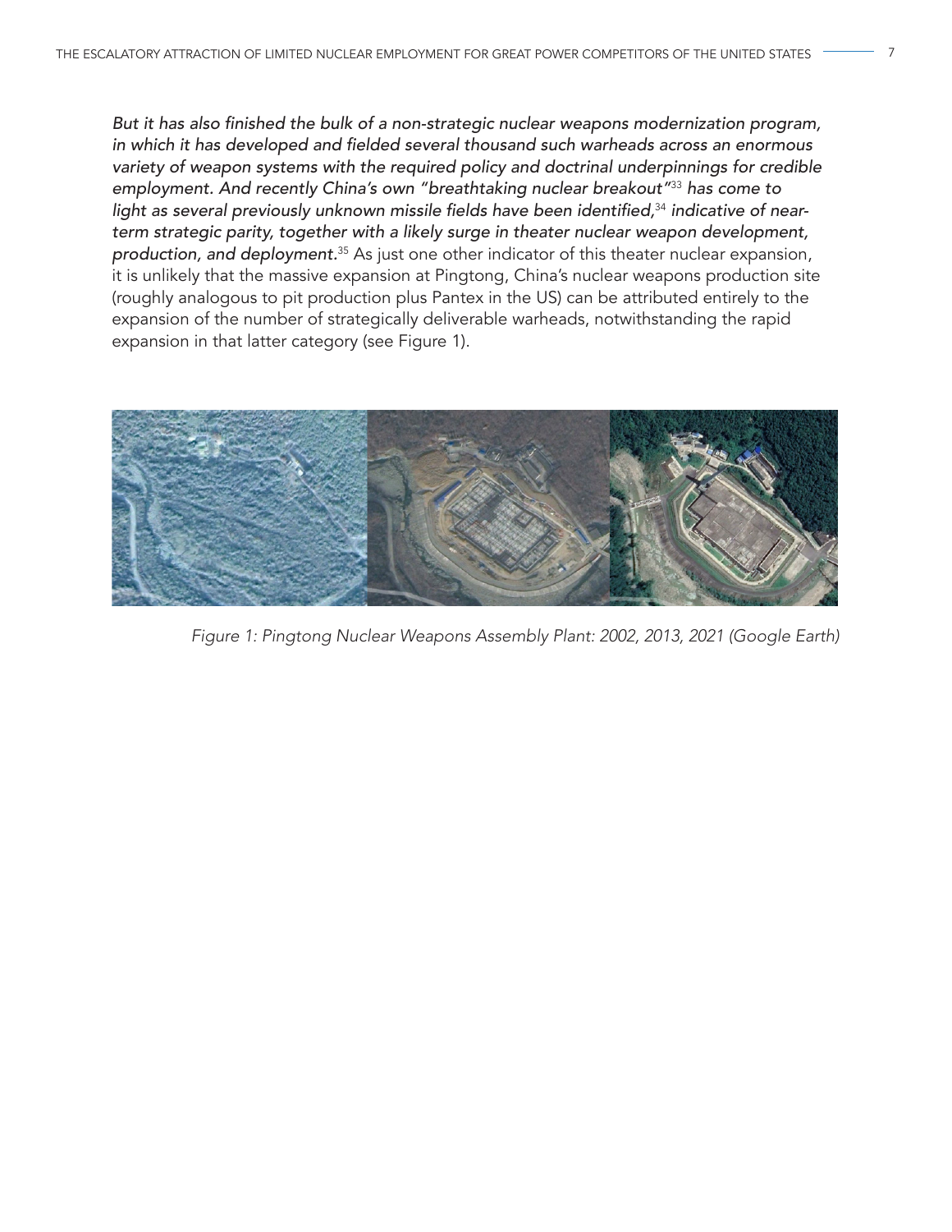*But it has also finished the bulk of a non-strategic nuclear weapons modernization program, in which it has developed and fielded several thousand such warheads across an enormous variety of weapon systems with the required policy and doctrinal underpinnings for credible employment. And recently China's own "breathtaking nuclear breakout"*[33] *has come to light as several previously unknown missile fields have been identified,*[34] *indicative of near-term strategic parity, together with a likely surge in theater nuclear weapon development, production, and deployment.*[35] As just one other indicator of this theater nuclear expansion, it is unlikely that the massive expansion at Pingtong, China's nuclear weapons production site (roughly analogous to pit production plus Pantex in the US) can be attributed entirely to the expansion of the number of strategically deliverable warheads, notwithstanding the rapid expansion in that latter category (see Figure 1).

*Figure 1: Pingtong Nuclear Weapons Assembly Plant: 2002, 2013, 2021 (Google Earth)*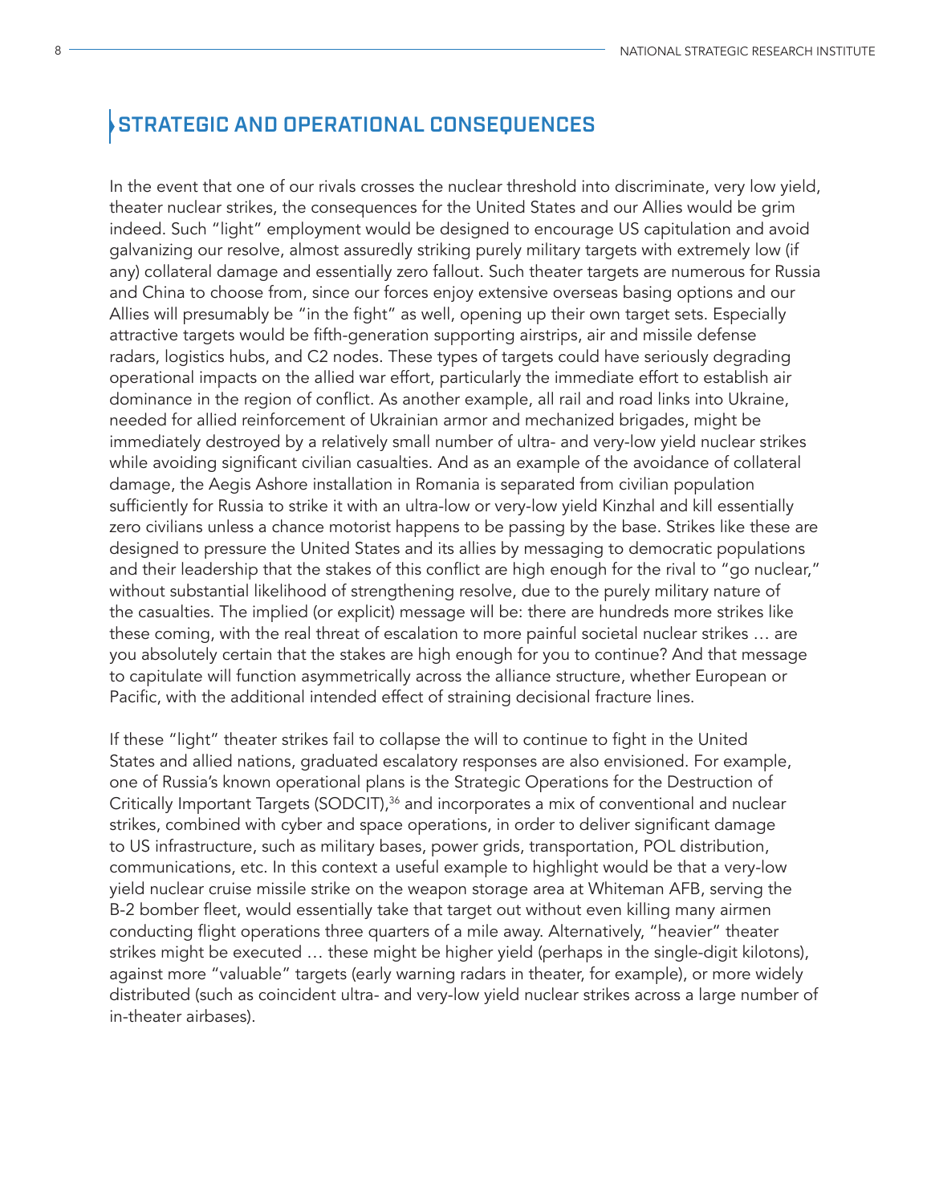## STRATEGIC AND OPERATIONAL CONSEQUENCES

In the event that one of our rivals crosses the nuclear threshold into discriminate, very low yield, theater nuclear strikes, the consequences for the United States and our Allies would be grim indeed. Such "light" employment would be designed to encourage US capitulation and avoid galvanizing our resolve, almost assuredly striking purely military targets with extremely low (if any) collateral damage and essentially zero fallout. Such theater targets are numerous for Russia and China to choose from, since our forces enjoy extensive overseas basing options and our Allies will presumably be "in the fight" as well, opening up their own target sets. Especially attractive targets would be fifth-generation supporting airstrips, air and missile defense radars, logistics hubs, and C2 nodes. These types of targets could have seriously degrading operational impacts on the allied war effort, particularly the immediate effort to establish air dominance in the region of conflict. As another example, all rail and road links into Ukraine, needed for allied reinforcement of Ukrainian armor and mechanized brigades, might be immediately destroyed by a relatively small number of ultra- and very-low yield nuclear strikes while avoiding significant civilian casualties. And as an example of the avoidance of collateral damage, the Aegis Ashore installation in Romania is separated from civilian population sufficiently for Russia to strike it with an ultra-low or very-low yield Kinzhal and kill essentially zero civilians unless a chance motorist happens to be passing by the base. Strikes like these are designed to pressure the United States and its allies by messaging to democratic populations and their leadership that the stakes of this conflict are high enough for the rival to "go nuclear," without substantial likelihood of strengthening resolve, due to the purely military nature of the casualties. The implied (or explicit) message will be: there are hundreds more strikes like these coming, with the real threat of escalation to more painful societal nuclear strikes … are you absolutely certain that the stakes are high enough for you to continue? And that message to capitulate will function asymmetrically across the alliance structure, whether European or Pacific, with the additional intended effect of straining decisional fracture lines.

If these "light" theater strikes fail to collapse the will to continue to fight in the United States and allied nations, graduated escalatory responses are also envisioned. For example, one of Russia's known operational plans is the Strategic Operations for the Destruction of Critically Important Targets (SODCIT),[36] and incorporates a mix of conventional and nuclear strikes, combined with cyber and space operations, in order to deliver significant damage to US infrastructure, such as military bases, power grids, transportation, POL distribution, communications, etc. In this context a useful example to highlight would be that a very-low yield nuclear cruise missile strike on the weapon storage area at Whiteman AFB, serving the B-2 bomber fleet, would essentially take that target out without even killing many airmen conducting flight operations three quarters of a mile away. Alternatively, "heavier" theater strikes might be executed … these might be higher yield (perhaps in the single-digit kilotons), against more "valuable" targets (early warning radars in theater, for example), or more widely distributed (such as coincident ultra- and very-low yield nuclear strikes across a large number of in-theater airbases).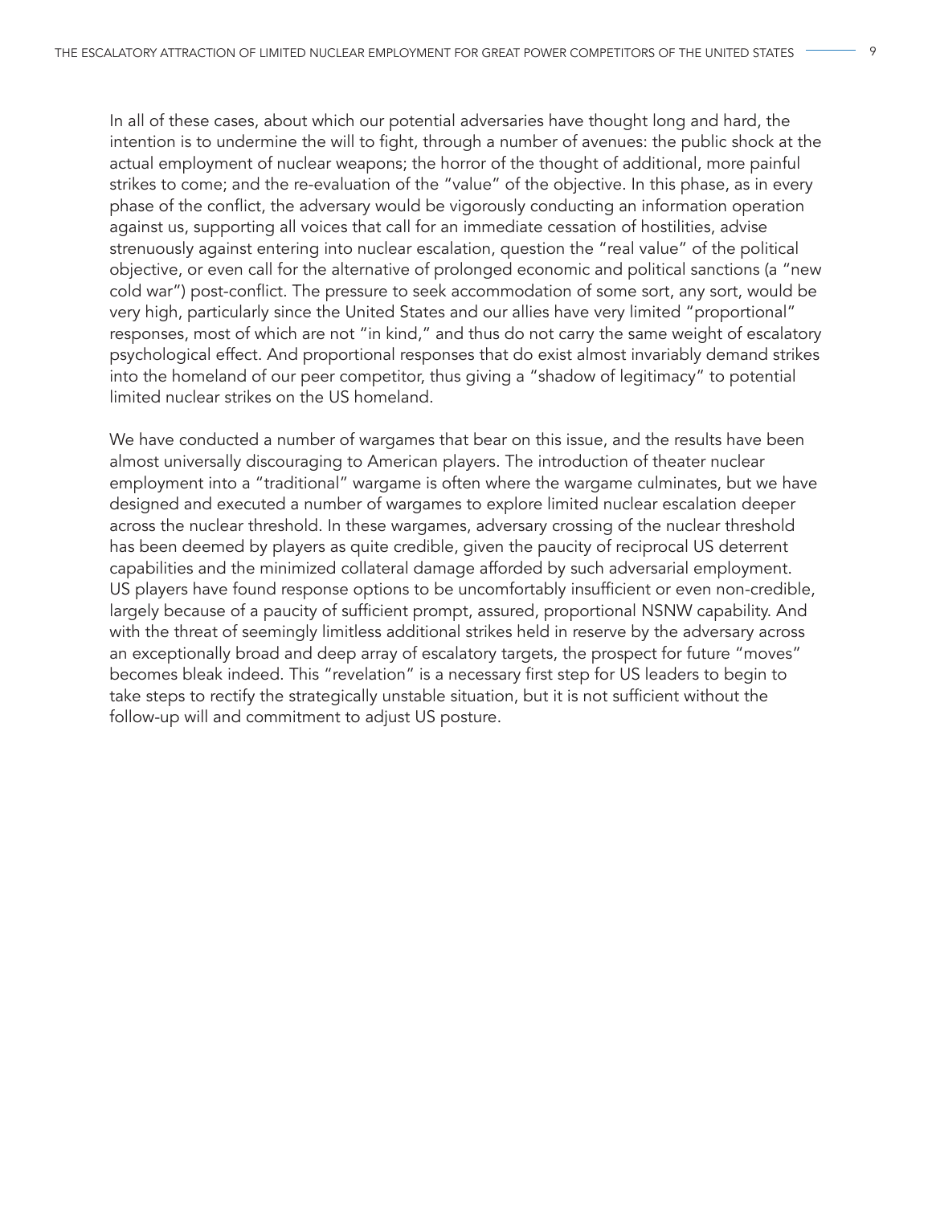In all of these cases, about which our potential adversaries have thought long and hard, the intention is to undermine the will to fight, through a number of avenues: the public shock at the actual employment of nuclear weapons; the horror of the thought of additional, more painful strikes to come; and the re-evaluation of the "value" of the objective. In this phase, as in every phase of the conflict, the adversary would be vigorously conducting an information operation against us, supporting all voices that call for an immediate cessation of hostilities, advise strenuously against entering into nuclear escalation, question the "real value" of the political objective, or even call for the alternative of prolonged economic and political sanctions (a "new cold war") post-conflict. The pressure to seek accommodation of some sort, any sort, would be very high, particularly since the United States and our allies have very limited "proportional" responses, most of which are not "in kind," and thus do not carry the same weight of escalatory psychological effect. And proportional responses that do exist almost invariably demand strikes into the homeland of our peer competitor, thus giving a "shadow of legitimacy" to potential limited nuclear strikes on the US homeland.

We have conducted a number of wargames that bear on this issue, and the results have been almost universally discouraging to American players. The introduction of theater nuclear employment into a "traditional" wargame is often where the wargame culminates, but we have designed and executed a number of wargames to explore limited nuclear escalation deeper across the nuclear threshold. In these wargames, adversary crossing of the nuclear threshold has been deemed by players as quite credible, given the paucity of reciprocal US deterrent capabilities and the minimized collateral damage afforded by such adversarial employment. US players have found response options to be uncomfortably insufficient or even non-credible, largely because of a paucity of sufficient prompt, assured, proportional NSNW capability. And with the threat of seemingly limitless additional strikes held in reserve by the adversary across an exceptionally broad and deep array of escalatory targets, the prospect for future "moves" becomes bleak indeed. This "revelation" is a necessary first step for US leaders to begin to take steps to rectify the strategically unstable situation, but it is not sufficient without the follow-up will and commitment to adjust US posture.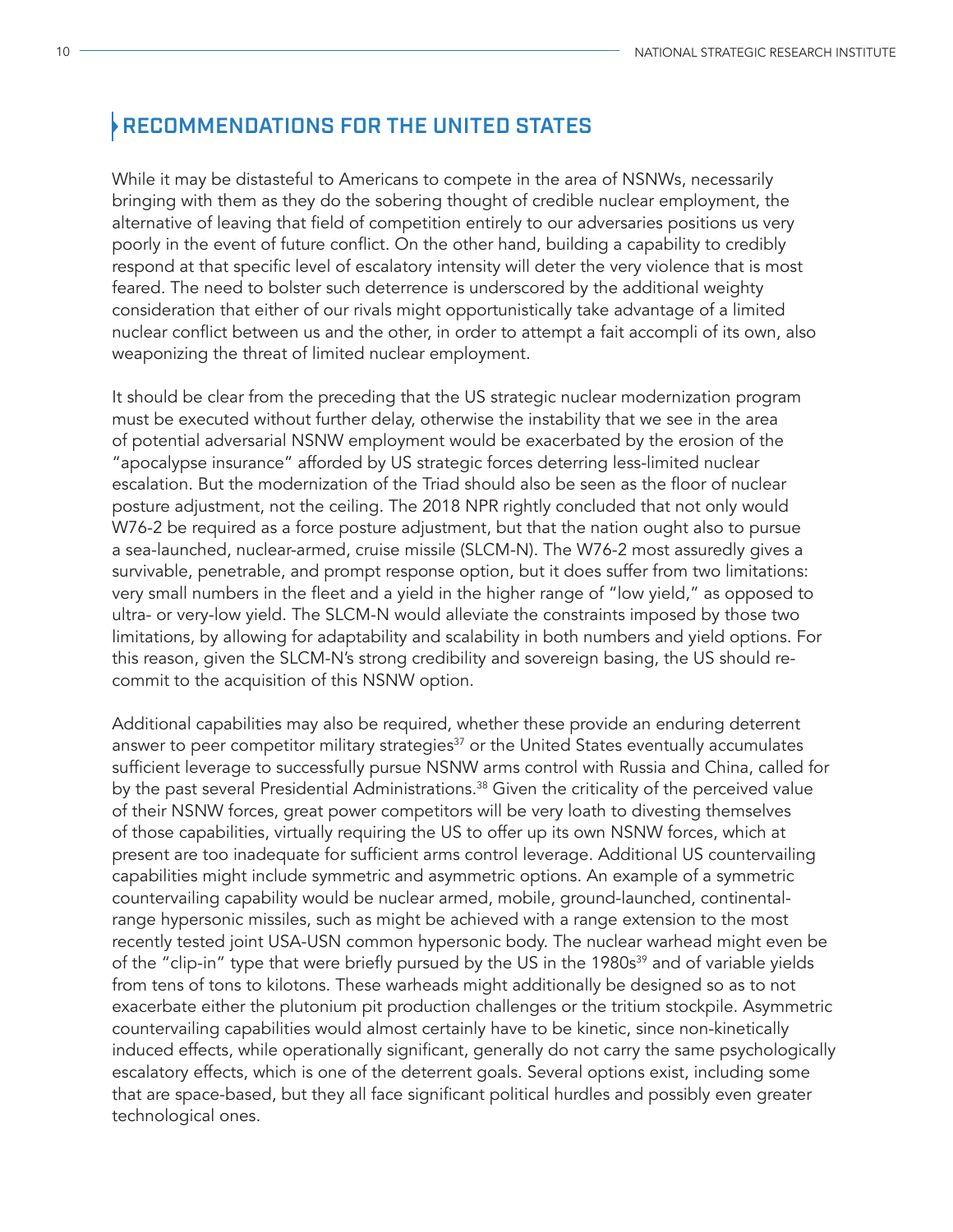## RECOMMENDATIONS FOR THE UNITED STATES

While it may be distasteful to Americans to compete in the area of NSNWs, necessarily bringing with them as they do the sobering thought of credible nuclear employment, the alternative of leaving that field of competition entirely to our adversaries positions us very poorly in the event of future conflict. On the other hand, building a capability to credibly respond at that specific level of escalatory intensity will deter the very violence that is most feared. The need to bolster such deterrence is underscored by the additional weighty consideration that either of our rivals might opportunistically take advantage of a limited nuclear conflict between us and the other, in order to attempt a fait accompli of its own, also weaponizing the threat of limited nuclear employment.

It should be clear from the preceding that the US strategic nuclear modernization program must be executed without further delay, otherwise the instability that we see in the area of potential adversarial NSNW employment would be exacerbated by the erosion of the "apocalypse insurance" afforded by US strategic forces deterring less-limited nuclear escalation. But the modernization of the Triad should also be seen as the floor of nuclear posture adjustment, not the ceiling. The 2018 NPR rightly concluded that not only would W76-2 be required as a force posture adjustment, but that the nation ought also to pursue a sea-launched, nuclear-armed, cruise missile (SLCM-N). The W76-2 most assuredly gives a survivable, penetrable, and prompt response option, but it does suffer from two limitations: very small numbers in the fleet and a yield in the higher range of "low yield," as opposed to ultra- or very-low yield. The SLCM-N would alleviate the constraints imposed by those two limitations, by allowing for adaptability and scalability in both numbers and yield options. For this reason, given the SLCM-N's strong credibility and sovereign basing, the US should re-commit to the acquisition of this NSNW option.

Additional capabilities may also be required, whether these provide an enduring deterrent answer to peer competitor military strategies[37] or the United States eventually accumulates sufficient leverage to successfully pursue NSNW arms control with Russia and China, called for by the past several Presidential Administrations.[38] Given the criticality of the perceived value of their NSNW forces, great power competitors will be very loath to divesting themselves of those capabilities, virtually requiring the US to offer up its own NSNW forces, which at present are too inadequate for sufficient arms control leverage. Additional US countervailing capabilities might include symmetric and asymmetric options. An example of a symmetric countervailing capability would be nuclear armed, mobile, ground-launched, continental-range hypersonic missiles, such as might be achieved with a range extension to the most recently tested joint USA-USN common hypersonic body. The nuclear warhead might even be of the "clip-in" type that were briefly pursued by the US in the 1980s[39] and of variable yields from tens of tons to kilotons. These warheads might additionally be designed so as to not exacerbate either the plutonium pit production challenges or the tritium stockpile. Asymmetric countervailing capabilities would almost certainly have to be kinetic, since non-kinetically induced effects, while operationally significant, generally do not carry the same psychologically escalatory effects, which is one of the deterrent goals. Several options exist, including some that are space-based, but they all face significant political hurdles and possibly even greater technological ones.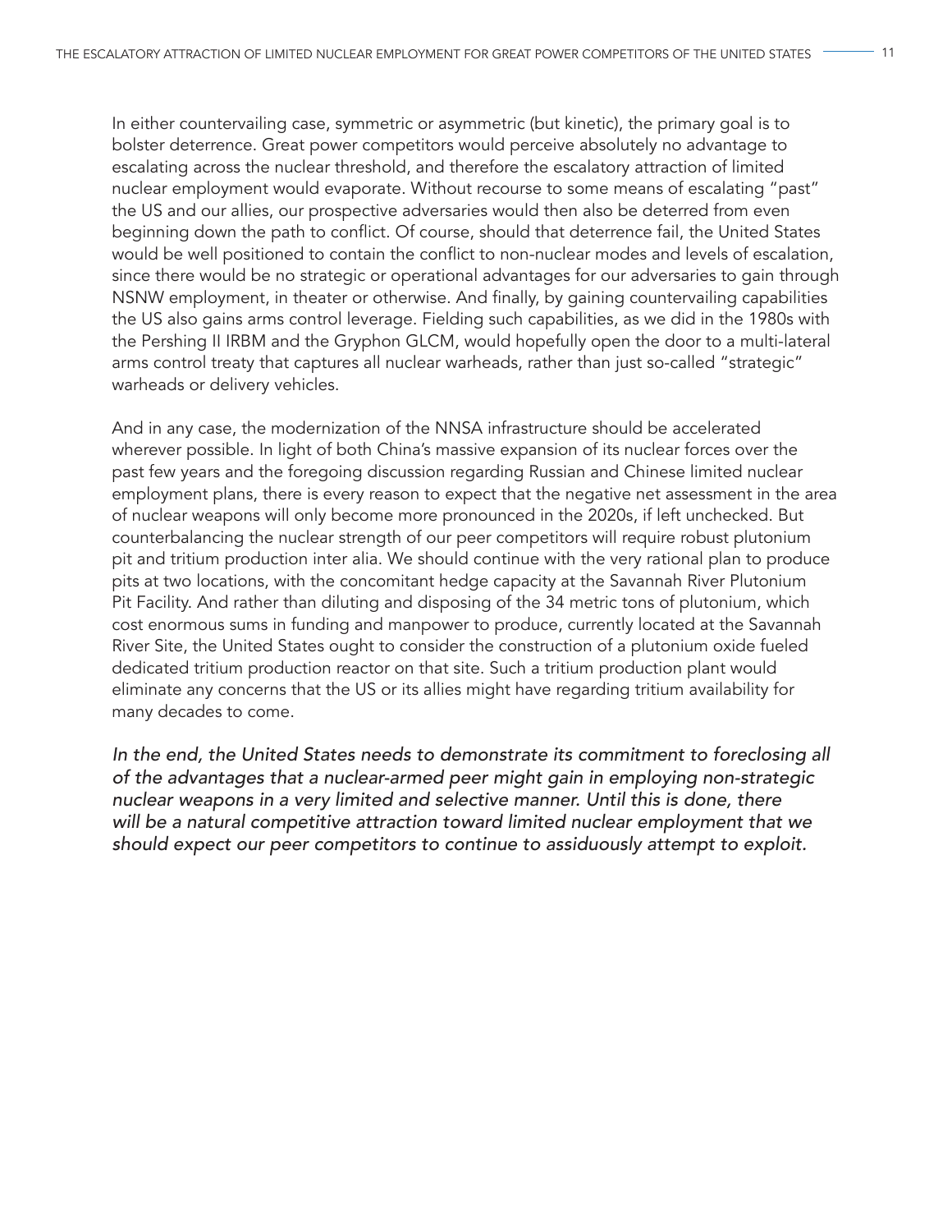In either countervailing case, symmetric or asymmetric (but kinetic), the primary goal is to bolster deterrence. Great power competitors would perceive absolutely no advantage to escalating across the nuclear threshold, and therefore the escalatory attraction of limited nuclear employment would evaporate. Without recourse to some means of escalating "past" the US and our allies, our prospective adversaries would then also be deterred from even beginning down the path to conflict. Of course, should that deterrence fail, the United States would be well positioned to contain the conflict to non-nuclear modes and levels of escalation, since there would be no strategic or operational advantages for our adversaries to gain through NSNW employment, in theater or otherwise. And finally, by gaining countervailing capabilities the US also gains arms control leverage. Fielding such capabilities, as we did in the 1980s with the Pershing II IRBM and the Gryphon GLCM, would hopefully open the door to a multi-lateral arms control treaty that captures all nuclear warheads, rather than just so-called "strategic" warheads or delivery vehicles.

And in any case, the modernization of the NNSA infrastructure should be accelerated wherever possible. In light of both China's massive expansion of its nuclear forces over the past few years and the foregoing discussion regarding Russian and Chinese limited nuclear employment plans, there is every reason to expect that the negative net assessment in the area of nuclear weapons will only become more pronounced in the 2020s, if left unchecked. But counterbalancing the nuclear strength of our peer competitors will require robust plutonium pit and tritium production inter alia. We should continue with the very rational plan to produce pits at two locations, with the concomitant hedge capacity at the Savannah River Plutonium Pit Facility. And rather than diluting and disposing of the 34 metric tons of plutonium, which cost enormous sums in funding and manpower to produce, currently located at the Savannah River Site, the United States ought to consider the construction of a plutonium oxide fueled dedicated tritium production reactor on that site. Such a tritium production plant would eliminate any concerns that the US or its allies might have regarding tritium availability for many decades to come.

*In the end, the United States needs to demonstrate its commitment to foreclosing all of the advantages that a nuclear-armed peer might gain in employing non-strategic nuclear weapons in a very limited and selective manner. Until this is done, there will be a natural competitive attraction toward limited nuclear employment that we should expect our peer competitors to continue to assiduously attempt to exploit.*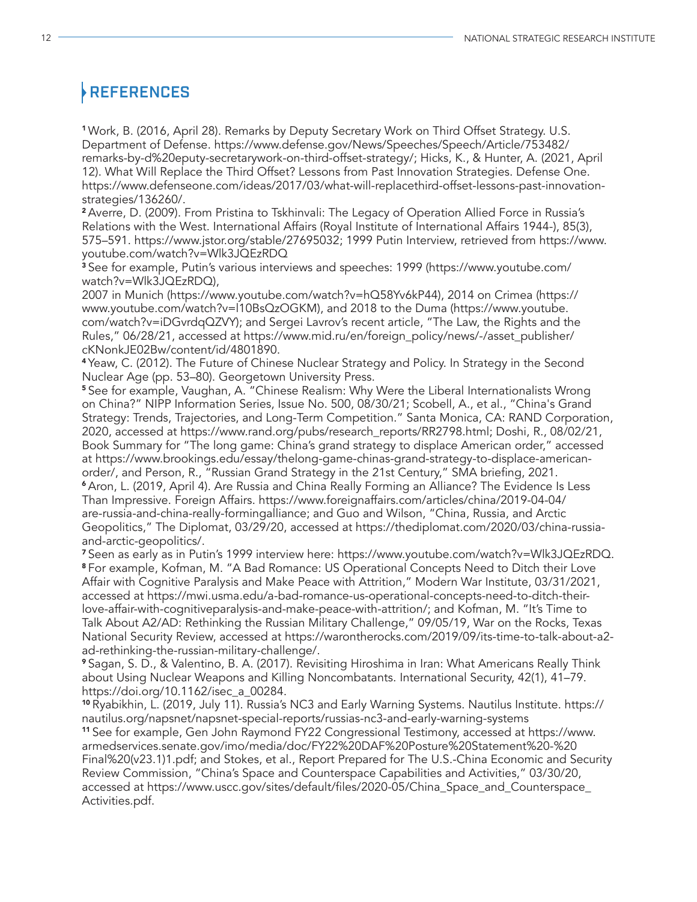# REFERENCES

[1] Work, B. (2016, April 28). Remarks by Deputy Secretary Work on Third Offset Strategy. U.S. Department of Defense. https://www.defense.gov/News/Speeches/Speech/Article/753482/remarks-by-d%20eputy-secretarywork-on-third-offset-strategy/; Hicks, K., & Hunter, A. (2021, April 12). What Will Replace the Third Offset? Lessons from Past Innovation Strategies. Defense One. https://www.defenseone.com/ideas/2017/03/what-will-replacethird-offset-lessons-past-innovation-strategies/136260/.

[2] Averre, D. (2009). From Pristina to Tskhinvali: The Legacy of Operation Allied Force in Russia's Relations with the West. International Affairs (Royal Institute of International Affairs 1944-), 85(3), 575–591. https://www.jstor.org/stable/27695032; 1999 Putin Interview, retrieved from https://www.youtube.com/watch?v=Wlk3JQEzRDQ

[3] See for example, Putin's various interviews and speeches: 1999 (https://www.youtube.com/watch?v=Wlk3JQEzRDQ),
2007 in Munich (https://www.youtube.com/watch?v=hQ58Yv6kP44), 2014 on Crimea (https://www.youtube.com/watch?v=l10BsQzOGKM), and 2018 to the Duma (https://www.youtube.com/watch?v=iDGvrdqQZVY); and Sergei Lavrov's recent article, "The Law, the Rights and the Rules," 06/28/21, accessed at https://www.mid.ru/en/foreign_policy/news/-/asset_publisher/cKNonkJE02Bw/content/id/4801890.

[4] Yeaw, C. (2012). The Future of Chinese Nuclear Strategy and Policy. In Strategy in the Second Nuclear Age (pp. 53–80). Georgetown University Press.

[5] See for example, Vaughan, A. "Chinese Realism: Why Were the Liberal Internationalists Wrong on China?" NIPP Information Series, Issue No. 500, 08/30/21; Scobell, A., et al., "China's Grand Strategy: Trends, Trajectories, and Long-Term Competition." Santa Monica, CA: RAND Corporation, 2020, accessed at https://www.rand.org/pubs/research_reports/RR2798.html; Doshi, R., 08/02/21, Book Summary for "The long game: China's grand strategy to displace American order," accessed at https://www.brookings.edu/essay/thelong-game-chinas-grand-strategy-to-displace-american-order/, and Person, R., "Russian Grand Strategy in the 21st Century," SMA briefing, 2021.

[6] Aron, L. (2019, April 4). Are Russia and China Really Forming an Alliance? The Evidence Is Less Than Impressive. Foreign Affairs. https://www.foreignaffairs.com/articles/china/2019-04-04/are-russia-and-china-really-formingalliance; and Guo and Wilson, "China, Russia, and Arctic Geopolitics," The Diplomat, 03/29/20, accessed at https://thediplomat.com/2020/03/china-russia-and-arctic-geopolitics/.

[7] Seen as early as in Putin's 1999 interview here: https://www.youtube.com/watch?v=Wlk3JQEzRDQ.

[8] For example, Kofman, M. "A Bad Romance: US Operational Concepts Need to Ditch their Love Affair with Cognitive Paralysis and Make Peace with Attrition," Modern War Institute, 03/31/2021, accessed at https://mwi.usma.edu/a-bad-romance-us-operational-concepts-need-to-ditch-their-love-affair-with-cognitiveparalysis-and-make-peace-with-attrition/; and Kofman, M. "It's Time to Talk About A2/AD: Rethinking the Russian Military Challenge," 09/05/19, War on the Rocks, Texas National Security Review, accessed at https://warontherocks.com/2019/09/its-time-to-talk-about-a2-ad-rethinking-the-russian-military-challenge/.

[9] Sagan, S. D., & Valentino, B. A. (2017). Revisiting Hiroshima in Iran: What Americans Really Think about Using Nuclear Weapons and Killing Noncombatants. International Security, 42(1), 41–79. https://doi.org/10.1162/isec_a_00284.

[10] Ryabikhin, L. (2019, July 11). Russia's NC3 and Early Warning Systems. Nautilus Institute. https://nautilus.org/napsnet/napsnet-special-reports/russias-nc3-and-early-warning-systems

[11] See for example, Gen John Raymond FY22 Congressional Testimony, accessed at https://www.armedservices.senate.gov/imo/media/doc/FY22%20DAF%20Posture%20Statement%20-%20Final%20(v23.1)1.pdf; and Stokes, et al., Report Prepared for The U.S.-China Economic and Security Review Commission, "China's Space and Counterspace Capabilities and Activities," 03/30/20, accessed at https://www.uscc.gov/sites/default/files/2020-05/China_Space_and_Counterspace_Activities.pdf.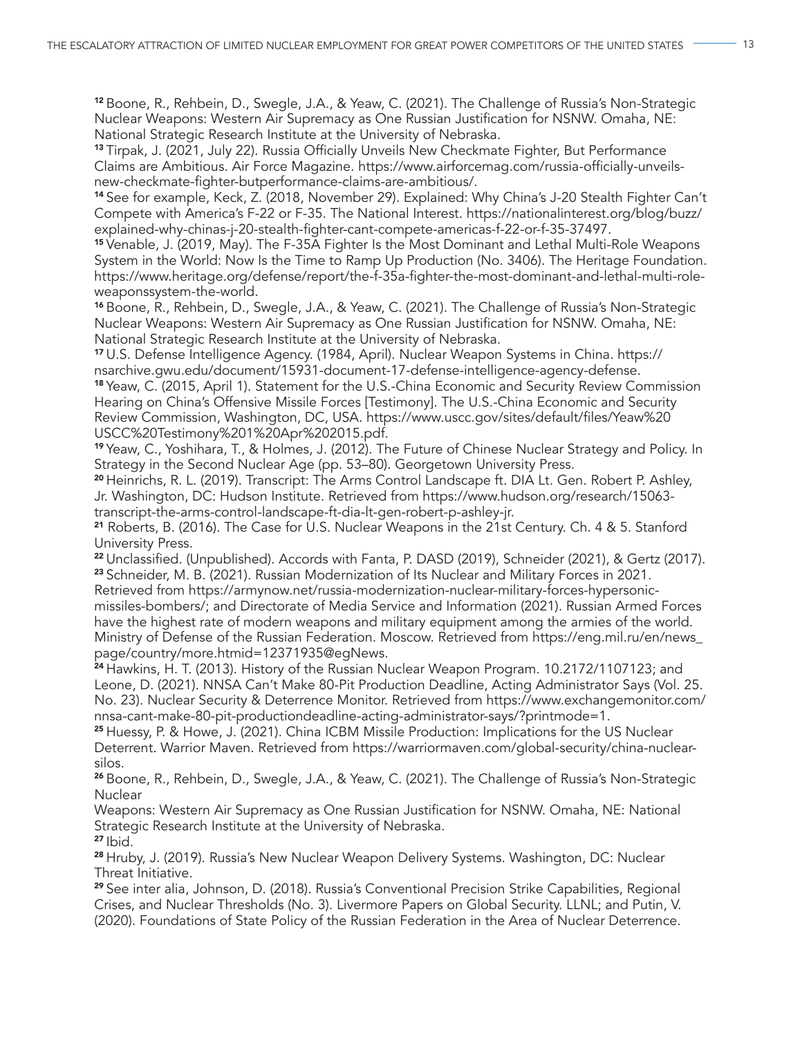[12] Boone, R., Rehbein, D., Swegle, J.A., & Yeaw, C. (2021). The Challenge of Russia's Non-Strategic Nuclear Weapons: Western Air Supremacy as One Russian Justification for NSNW. Omaha, NE: National Strategic Research Institute at the University of Nebraska.

[13] Tirpak, J. (2021, July 22). Russia Officially Unveils New Checkmate Fighter, But Performance Claims are Ambitious. Air Force Magazine. https://www.airforcemag.com/russia-officially-unveils-new-checkmate-fighter-butperformance-claims-are-ambitious/.

[14] See for example, Keck, Z. (2018, November 29). Explained: Why China's J-20 Stealth Fighter Can't Compete with America's F-22 or F-35. The National Interest. https://nationalinterest.org/blog/buzz/explained-why-chinas-j-20-stealth-fighter-cant-compete-americas-f-22-or-f-35-37497.

[15] Venable, J. (2019, May). The F-35A Fighter Is the Most Dominant and Lethal Multi-Role Weapons System in the World: Now Is the Time to Ramp Up Production (No. 3406). The Heritage Foundation. https://www.heritage.org/defense/report/the-f-35a-fighter-the-most-dominant-and-lethal-multi-role-weaponssystem-the-world.

[16] Boone, R., Rehbein, D., Swegle, J.A., & Yeaw, C. (2021). The Challenge of Russia's Non-Strategic Nuclear Weapons: Western Air Supremacy as One Russian Justification for NSNW. Omaha, NE: National Strategic Research Institute at the University of Nebraska.

[17] U.S. Defense Intelligence Agency. (1984, April). Nuclear Weapon Systems in China. https://nsarchive.gwu.edu/document/15931-document-17-defense-intelligence-agency-defense.

[18] Yeaw, C. (2015, April 1). Statement for the U.S.-China Economic and Security Review Commission Hearing on China's Offensive Missile Forces [Testimony]. The U.S.-China Economic and Security Review Commission, Washington, DC, USA. https://www.uscc.gov/sites/default/files/Yeaw%20USCC%20Testimony%201%20Apr%202015.pdf.

[19] Yeaw, C., Yoshihara, T., & Holmes, J. (2012). The Future of Chinese Nuclear Strategy and Policy. In Strategy in the Second Nuclear Age (pp. 53–80). Georgetown University Press.

[20] Heinrichs, R. L. (2019). Transcript: The Arms Control Landscape ft. DIA Lt. Gen. Robert P. Ashley, Jr. Washington, DC: Hudson Institute. Retrieved from https://www.hudson.org/research/15063-transcript-the-arms-control-landscape-ft-dia-lt-gen-robert-p-ashley-jr.

[21] Roberts, B. (2016). The Case for U.S. Nuclear Weapons in the 21st Century. Ch. 4 & 5. Stanford University Press.

[22] Unclassified. (Unpublished). Accords with Fanta, P. DASD (2019), Schneider (2021), & Gertz (2017).

[23] Schneider, M. B. (2021). Russian Modernization of Its Nuclear and Military Forces in 2021. Retrieved from https://armynow.net/russia-modernization-nuclear-military-forces-hypersonic-missiles-bombers/; and Directorate of Media Service and Information (2021). Russian Armed Forces have the highest rate of modern weapons and military equipment among the armies of the world. Ministry of Defense of the Russian Federation. Moscow. Retrieved from https://eng.mil.ru/en/news_page/country/more.htmid=12371935@egNews.

[24] Hawkins, H. T. (2013). History of the Russian Nuclear Weapon Program. 10.2172/1107123; and Leone, D. (2021). NNSA Can't Make 80-Pit Production Deadline, Acting Administrator Says (Vol. 25. No. 23). Nuclear Security & Deterrence Monitor. Retrieved from https://www.exchangemonitor.com/nnsa-cant-make-80-pit-productiondeadline-acting-administrator-says/?printmode=1.

[25] Huessy, P. & Howe, J. (2021). China ICBM Missile Production: Implications for the US Nuclear Deterrent. Warrior Maven. Retrieved from https://warriormaven.com/global-security/china-nuclear-silos.

[26] Boone, R., Rehbein, D., Swegle, J.A., & Yeaw, C. (2021). The Challenge of Russia's Non-Strategic Nuclear Weapons: Western Air Supremacy as One Russian Justification for NSNW. Omaha, NE: National Strategic Research Institute at the University of Nebraska.

[27] Ibid.

[28] Hruby, J. (2019). Russia's New Nuclear Weapon Delivery Systems. Washington, DC: Nuclear Threat Initiative.

[29] See inter alia, Johnson, D. (2018). Russia's Conventional Precision Strike Capabilities, Regional Crises, and Nuclear Thresholds (No. 3). Livermore Papers on Global Security. LLNL; and Putin, V. (2020). Foundations of State Policy of the Russian Federation in the Area of Nuclear Deterrence.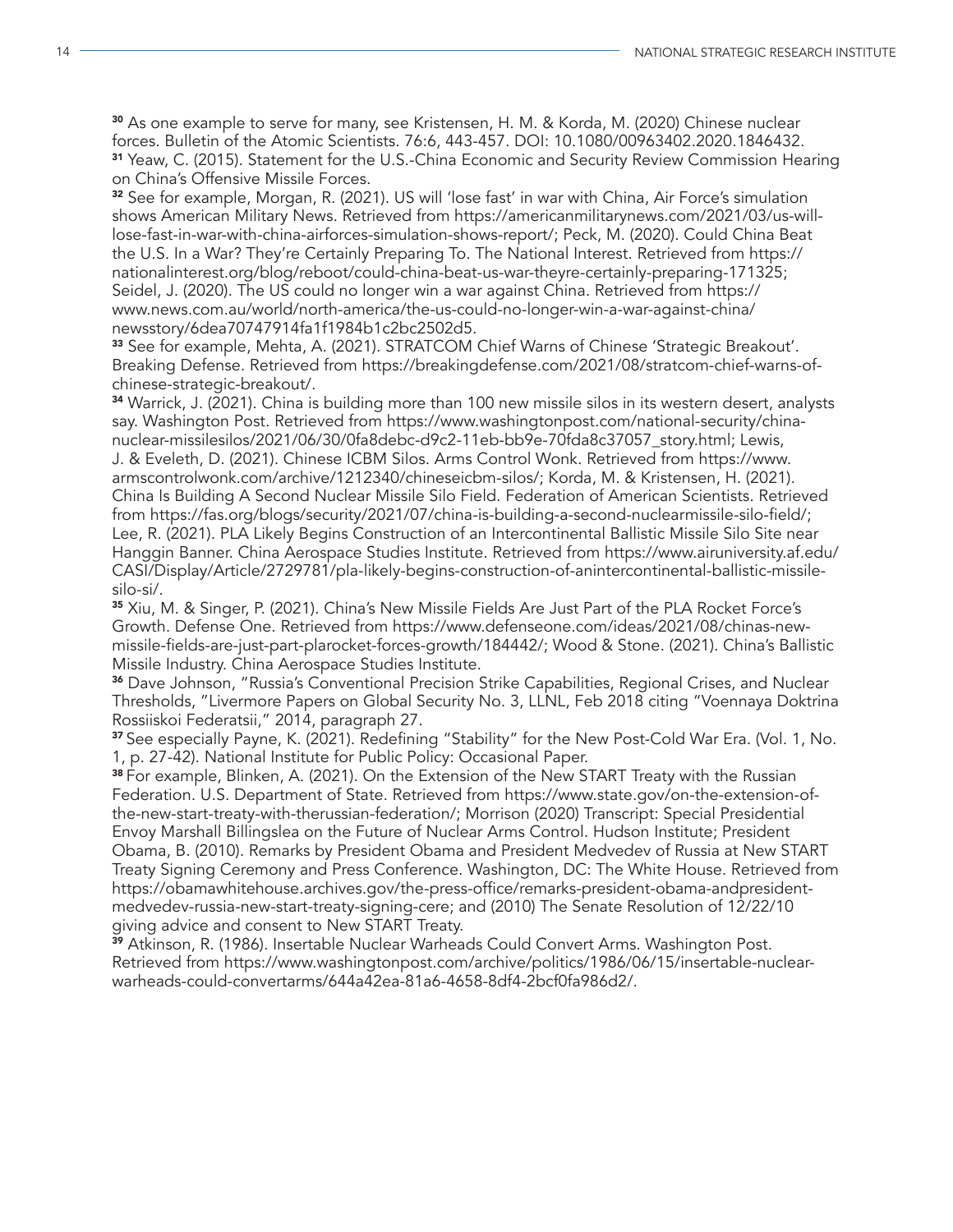[30] As one example to serve for many, see Kristensen, H. M. & Korda, M. (2020) Chinese nuclear forces. Bulletin of the Atomic Scientists. 76:6, 443-457. DOI: 10.1080/00963402.2020.1846432.

[31] Yeaw, C. (2015). Statement for the U.S.-China Economic and Security Review Commission Hearing on China's Offensive Missile Forces.

[32] See for example, Morgan, R. (2021). US will 'lose fast' in war with China, Air Force's simulation shows American Military News. Retrieved from https://americanmilitarynews.com/2021/03/us-will-lose-fast-in-war-with-china-airforces-simulation-shows-report/; Peck, M. (2020). Could China Beat the U.S. In a War? They're Certainly Preparing To. The National Interest. Retrieved from https://nationalinterest.org/blog/reboot/could-china-beat-us-war-theyre-certainly-preparing-171325; Seidel, J. (2020). The US could no longer win a war against China. Retrieved from https://www.news.com.au/world/north-america/the-us-could-no-longer-win-a-war-against-china/newsstory/6dea70747914fa1f1984b1c2bc2502d5.

[33] See for example, Mehta, A. (2021). STRATCOM Chief Warns of Chinese 'Strategic Breakout'. Breaking Defense. Retrieved from https://breakingdefense.com/2021/08/stratcom-chief-warns-of-chinese-strategic-breakout/.

[34] Warrick, J. (2021). China is building more than 100 new missile silos in its western desert, analysts say. Washington Post. Retrieved from https://www.washingtonpost.com/national-security/china-nuclear-missilesilos/2021/06/30/0fa8debc-d9c2-11eb-bb9e-70fda8c37057_story.html; Lewis, J. & Eveleth, D. (2021). Chinese ICBM Silos. Arms Control Wonk. Retrieved from https://www.armscontrolwonk.com/archive/1212340/chineseicbm-silos/; Korda, M. & Kristensen, H. (2021). China Is Building A Second Nuclear Missile Silo Field. Federation of American Scientists. Retrieved from https://fas.org/blogs/security/2021/07/china-is-building-a-second-nuclearmissile-silo-field/; Lee, R. (2021). PLA Likely Begins Construction of an Intercontinental Ballistic Missile Silo Site near Hanggin Banner. China Aerospace Studies Institute. Retrieved from https://www.airuniversity.af.edu/CASI/Display/Article/2729781/pla-likely-begins-construction-of-anintercontinental-ballistic-missile-silo-si/.

[35] Xiu, M. & Singer, P. (2021). China's New Missile Fields Are Just Part of the PLA Rocket Force's Growth. Defense One. Retrieved from https://www.defenseone.com/ideas/2021/08/chinas-new-missile-fields-are-just-part-plarocket-forces-growth/184442/; Wood & Stone. (2021). China's Ballistic Missile Industry. China Aerospace Studies Institute.

[36] Dave Johnson, "Russia's Conventional Precision Strike Capabilities, Regional Crises, and Nuclear Thresholds, "Livermore Papers on Global Security No. 3, LLNL, Feb 2018 citing "Voennaya Doktrina Rossiiskoi Federatsii," 2014, paragraph 27.

[37] See especially Payne, K. (2021). Redefining "Stability" for the New Post-Cold War Era. (Vol. 1, No. 1, p. 27-42). National Institute for Public Policy: Occasional Paper.

[38] For example, Blinken, A. (2021). On the Extension of the New START Treaty with the Russian Federation. U.S. Department of State. Retrieved from https://www.state.gov/on-the-extension-of-the-new-start-treaty-with-therussian-federation/; Morrison (2020) Transcript: Special Presidential Envoy Marshall Billingslea on the Future of Nuclear Arms Control. Hudson Institute; President Obama, B. (2010). Remarks by President Obama and President Medvedev of Russia at New START Treaty Signing Ceremony and Press Conference. Washington, DC: The White House. Retrieved from https://obamawhitehouse.archives.gov/the-press-office/remarks-president-obama-andpresident-medvedev-russia-new-start-treaty-signing-cere; and (2010) The Senate Resolution of 12/22/10 giving advice and consent to New START Treaty.

[39] Atkinson, R. (1986). Insertable Nuclear Warheads Could Convert Arms. Washington Post. Retrieved from https://www.washingtonpost.com/archive/politics/1986/06/15/insertable-nuclear-warheads-could-convertarms/644a42ea-81a6-4658-8df4-2bcf0fa986d2/.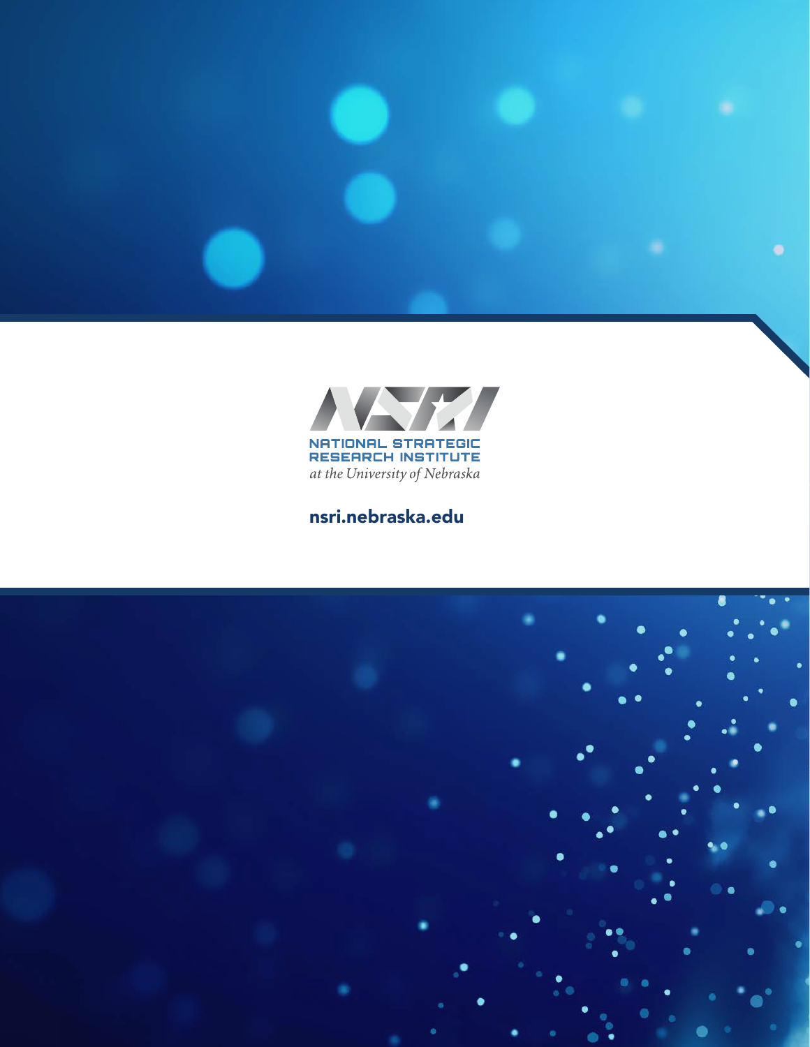NATIONAL STRATEGIC RESEARCH INSTITUTE

*at the University of Nebraska*

**nsri.nebraska.edu**